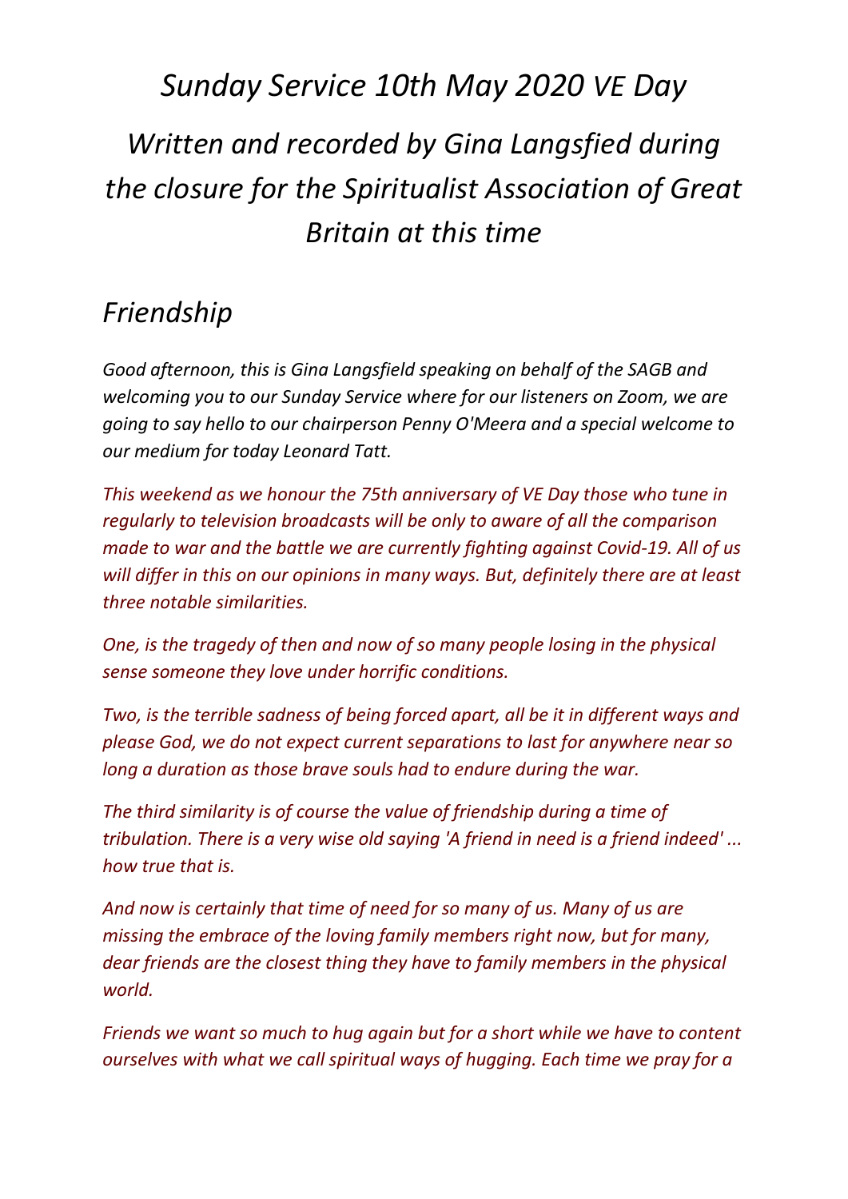# *Sunday Service 10th May 2020 VE Day*

# *Written and recorded by Gina Langsfied during the closure for the Spiritualist Association of Great Britain at this time*

## *Friendship*

*Good afternoon, this is Gina Langsfield speaking on behalf of the SAGB and welcoming you to our Sunday Service where for our listeners on Zoom, we are going to say hello to our chairperson Penny O'Meera and a special welcome to our medium for today Leonard Tatt.*

*This weekend as we honour the 75th anniversary of VE Day those who tune in regularly to television broadcasts will be only to aware of all the comparison made to war and the battle we are currently fighting against Covid-19. All of us will differ in this on our opinions in many ways. But, definitely there are at least three notable similarities.*

*One, is the tragedy of then and now of so many people losing in the physical sense someone they love under horrific conditions.*

*Two, is the terrible sadness of being forced apart, all be it in different ways and please God, we do not expect current separations to last for anywhere near so long a duration as those brave souls had to endure during the war.*

*The third similarity is of course the value of friendship during a time of tribulation. There is a very wise old saying 'A friend in need is a friend indeed' ... how true that is.*

*And now is certainly that time of need for so many of us. Many of us are missing the embrace of the loving family members right now, but for many, dear friends are the closest thing they have to family members in the physical world.*

*Friends we want so much to hug again but for a short while we have to content ourselves with what we call spiritual ways of hugging. Each time we pray for a*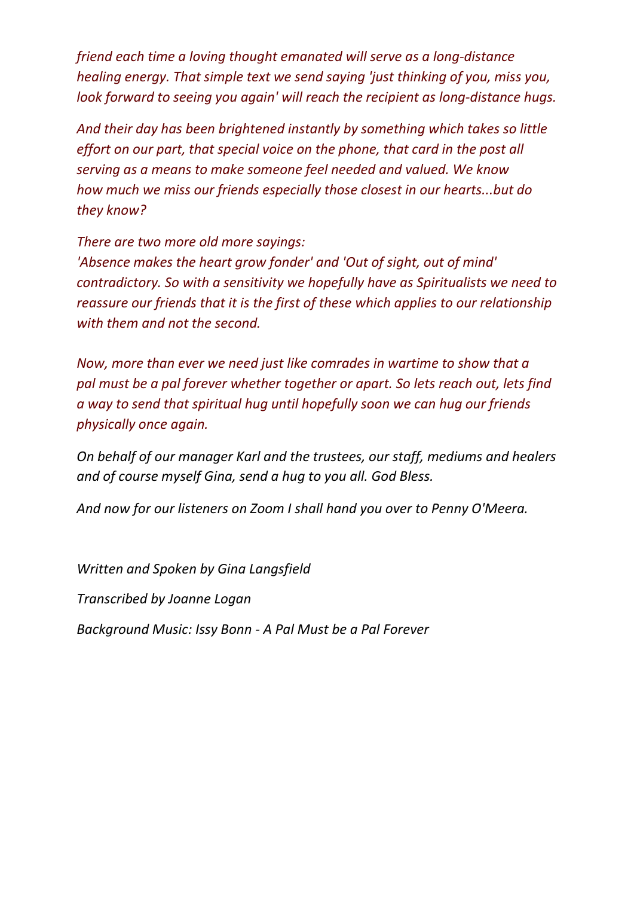*friend each time a loving thought emanated will serve as a long-distance healing energy. That simple text we send saying 'just thinking of you, miss you, look forward to seeing you again' will reach the recipient as long-distance hugs.*

*And their day has been brightened instantly by something which takes so little effort on our part, that special voice on the phone, that card in the post all serving as a means to make someone feel needed and valued. We know how much we miss our friends especially those closest in our hearts...but do they know?*

*There are two more old more sayings:*
*'Absence makes the heart grow fonder' and 'Out of sight, out of mind' contradictory. So with a sensitivity we hopefully have as Spiritualists we need to reassure our friends that it is the first of these which applies to our relationship with them and not the second.*

*Now, more than ever we need just like comrades in wartime to show that a pal must be a pal forever whether together or apart. So lets reach out, lets find a way to send that spiritual hug until hopefully soon we can hug our friends physically once again.*

*On behalf of our manager Karl and the trustees, our staff, mediums and healers and of course myself Gina, send a hug to you all. God Bless.*

*And now for our listeners on Zoom I shall hand you over to Penny O'Meera.*

*Written and Spoken by Gina Langsfield*

*Transcribed by Joanne Logan*

*Background Music: Issy Bonn - A Pal Must be a Pal Forever*